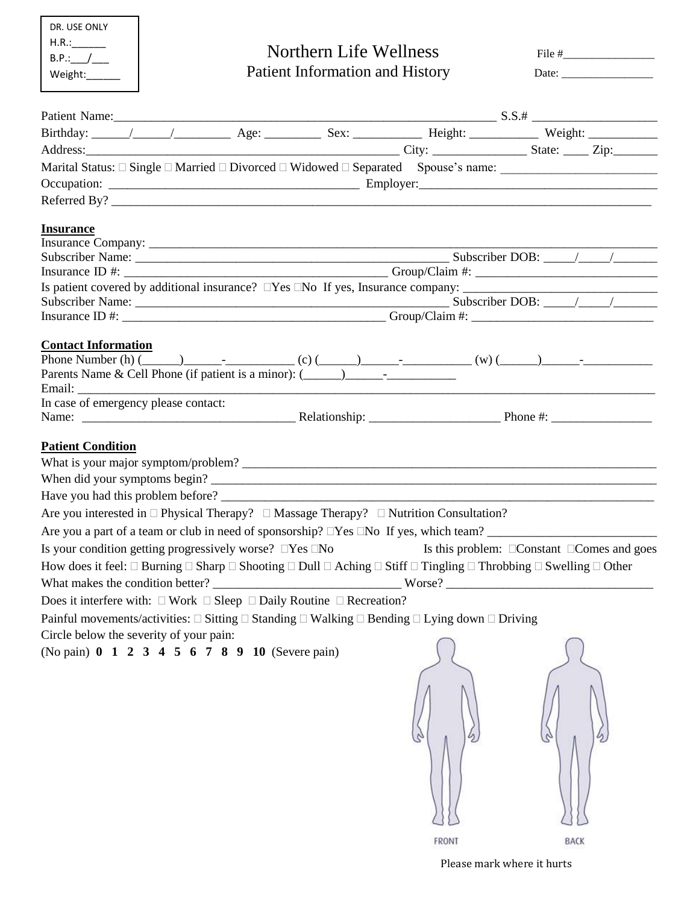DR. USE ONLY
H.R.:______
B.P.:___/___
Weight:______

# Northern Life Wellness
## Patient Information and History

File #________________

Date: ________________

Patient Name:_______________________________________________________________ S.S.# ____________________

Birthday: ______/______/_________ Age: _________ Sex: ___________ Height: ___________ Weight: ___________

Address:_______________________________________________ City: _______________ State: ____ Zip:_______

Marital Status: □ Single □ Married □ Divorced □ Widowed □ Separated Spouse's name: _________________________

Occupation: ________________________________________ Employer:______________________________________

Referred By? _______________________________________________________________________________________

**Insurance**

Insurance Company: _________________________________________________________________________________

Subscriber Name: _____________________________________________________ Subscriber DOB: _____/_____/_______

Insurance ID #: ___________________________________________ Group/Claim #: _____________________________

Is patient covered by additional insurance? □Yes □No If yes, Insurance company: ______________________________

Subscriber Name: _____________________________________________________ Subscriber DOB: _____/_____/_______

Insurance ID #: ___________________________________________ Group/Claim #: _____________________________

**Contact Information**

Phone Number (h) (______)______-___________ (c) (______)______-___________ (w) (______)______-___________

Parents Name & Cell Phone (if patient is a minor): (______)______-___________

Email: ____________________________________________________________________________________________

In case of emergency please contact:

Name: ___________________________________ Relationship: _____________________ Phone #: ________________

**Patient Condition**

What is your major symptom/problem? _____________________________________________________________

When did your symptoms begin? __________________________________________________________________

Have you had this problem before? _______________________________________________________________

Are you interested in □ Physical Therapy? □ Massage Therapy? □ Nutrition Consultation?

Are you a part of a team or club in need of sponsorship? □Yes □No If yes, which team? ___________________________

Is your condition getting progressively worse? □Yes □No Is this problem: □Constant □Comes and goes

How does it feel: □ Burning □ Sharp □ Shooting □ Dull □ Aching □ Stiff □ Tingling □ Throbbing □ Swelling □ Other

What makes the condition better? ______________________________ Worse? _________________________________

Does it interfere with: □ Work □ Sleep □ Daily Routine □ Recreation?

Painful movements/activities: □ Sitting □ Standing □ Walking □ Bending □ Lying down □ Driving

Circle below the severity of your pain:

(No pain) **0 1 2 3 4 5 6 7 8 9 10** (Severe pain)

FRONT BACK

Please mark where it hurts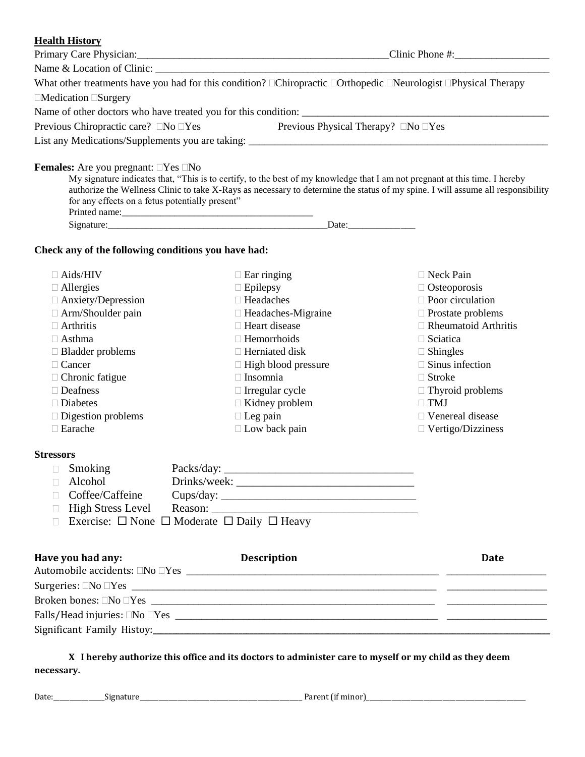**Health History**

Primary Care Physician:_______________________________________________Clinic Phone #:_________________

Name & Location of Clinic: ___________________________________________________________________________

What other treatments have you had for this condition? ☐Chiropractic ☐Orthopedic ☐Neurologist ☐Physical Therapy ☐Medication ☐Surgery

Name of other doctors who have treated you for this condition: ___________________________________________

Previous Chiropractic care? ☐No ☐Yes          Previous Physical Therapy? ☐No ☐Yes

List any Medications/Supplements you are taking: ____________________________________________________

**Females:** Are you pregnant: ☐Yes ☐No

My signature indicates that, "This is to certify, to the best of my knowledge that I am not pregnant at this time. I hereby authorize the Wellness Clinic to take X-Rays as necessary to determine the status of my spine. I will assume all responsibility for any effects on a fetus potentially present"

Printed name:_______________________________________

Signature:_____________________________________________Date:_____________

**Check any of the following conditions you have had:**

- ☐ Aids/HIV
- ☐ Allergies
- ☐ Anxiety/Depression
- ☐ Arm/Shoulder pain
- ☐ Arthritis
- ☐ Asthma
- ☐ Bladder problems
- ☐ Cancer
- ☐ Chronic fatigue
- ☐ Deafness
- ☐ Diabetes
- ☐ Digestion problems
- ☐ Earache
- ☐ Ear ringing
- ☐ Epilepsy
- ☐ Headaches
- ☐ Headaches-Migraine
- ☐ Heart disease
- ☐ Hemorrhoids
- ☐ Herniated disk
- ☐ High blood pressure
- ☐ Insomnia
- ☐ Irregular cycle
- ☐ Kidney problem
- ☐ Leg pain
- ☐ Low back pain
- ☐ Neck Pain
- ☐ Osteoporosis
- ☐ Poor circulation
- ☐ Prostate problems
- ☐ Rheumatoid Arthritis
- ☐ Sciatica
- ☐ Shingles
- ☐ Sinus infection
- ☐ Stroke
- ☐ Thyroid problems
- ☐ TMJ
- ☐ Venereal disease
- ☐ Vertigo/Dizziness

**Stressors**

- ☐ Smoking          Packs/day: _________________________________
- ☐ Alcohol          Drinks/week: _______________________________
- ☐ Coffee/Caffeine  Cups/day: __________________________________
- ☐ High Stress Level  Reason: ___________________________________
- ☐ Exercise: ☐ None ☐ Moderate ☐ Daily ☐ Heavy

| Have you had any: | Description | Date |
|---|---|---|
| Automobile accidents: ☐No ☐Yes | ____________________________________ | _______________ |
| Surgeries: ☐No ☐Yes | ____________________________________ | _______________ |
| Broken bones: ☐No ☐Yes | ____________________________________ | _______________ |
| Falls/Head injuries: ☐No ☐Yes | ____________________________________ | _______________ |

Significant Family Histoy:______________________________________________________________________________

**X I hereby authorize this office and its doctors to administer care to myself or my child as they deem necessary.**

Date:_____________Signature_________________________________________ Parent (if minor)_________________________________________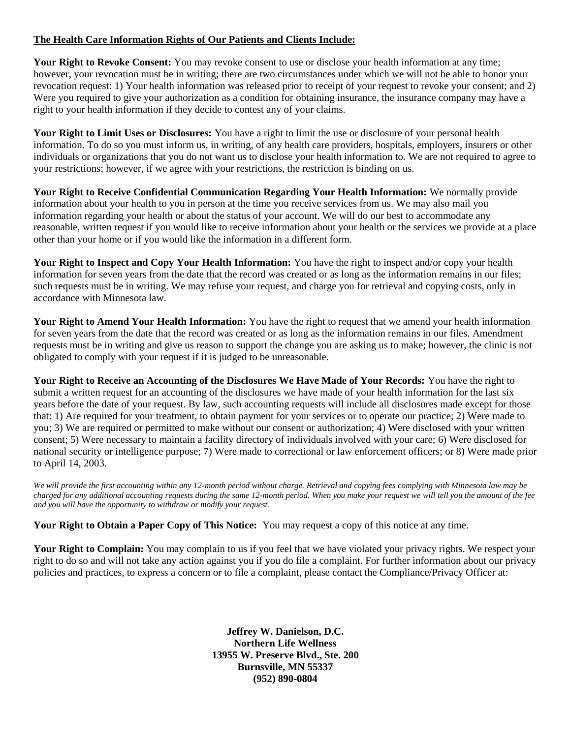**The Health Care Information Rights of Our Patients and Clients Include:**

**Your Right to Revoke Consent:** You may revoke consent to use or disclose your health information at any time; however, your revocation must be in writing; there are two circumstances under which we will not be able to honor your revocation request: 1) Your health information was released prior to receipt of your request to revoke your consent; and 2) Were you required to give your authorization as a condition for obtaining insurance, the insurance company may have a right to your health information if they decide to contest any of your claims.

**Your Right to Limit Uses or Disclosures:** You have a right to limit the use or disclosure of your personal health information. To do so you must inform us, in writing, of any health care providers, hospitals, employers, insurers or other individuals or organizations that you do not want us to disclose your health information to. We are not required to agree to your restrictions; however, if we agree with your restrictions, the restriction is binding on us.

**Your Right to Receive Confidential Communication Regarding Your Health Information:** We normally provide information about your health to you in person at the time you receive services from us. We may also mail you information regarding your health or about the status of your account. We will do our best to accommodate any reasonable, written request if you would like to receive information about your health or the services we provide at a place other than your home or if you would like the information in a different form.

**Your Right to Inspect and Copy Your Health Information:** You have the right to inspect and/or copy your health information for seven years from the date that the record was created or as long as the information remains in our files; such requests must be in writing. We may refuse your request, and charge you for retrieval and copying costs, only in accordance with Minnesota law.

**Your Right to Amend Your Health Information:** You have the right to request that we amend your health information for seven years from the date that the record was created or as long as the information remains in our files. Amendment requests must be in writing and give us reason to support the change you are asking us to make; however, the clinic is not obligated to comply with your request if it is judged to be unreasonable.

**Your Right to Receive an Accounting of the Disclosures We Have Made of Your Records:** You have the right to submit a written request for an accounting of the disclosures we have made of your health information for the last six years before the date of your request. By law, such accounting requests will include all disclosures made except for those that: 1) Are required for your treatment, to obtain payment for your services or to operate our practice; 2) Were made to you; 3) We are required or permitted to make without our consent or authorization; 4) Were disclosed with your written consent; 5) Were necessary to maintain a facility directory of individuals involved with your care; 6) Were disclosed for national security or intelligence purpose; 7) Were made to correctional or law enforcement officers; or 8) Were made prior to April 14, 2003.

*We will provide the first accounting within any 12-month period without charge. Retrieval and copying fees complying with Minnesota law may be charged for any additional accounting requests during the same 12-month period. When you make your request we will tell you the amount of the fee and you will have the opportunity to withdraw or modify your request.*

**Your Right to Obtain a Paper Copy of This Notice:** You may request a copy of this notice at any time.

**Your Right to Complain:** You may complain to us if you feel that we have violated your privacy rights. We respect your right to do so and will not take any action against you if you do file a complaint. For further information about our privacy policies and practices, to express a concern or to file a complaint, please contact the Compliance/Privacy Officer at:

**Jeffrey W. Danielson, D.C.**
**Northern Life Wellness**
**13955 W. Preserve Blvd., Ste. 200**
**Burnsville, MN 55337**
**(952) 890-0804**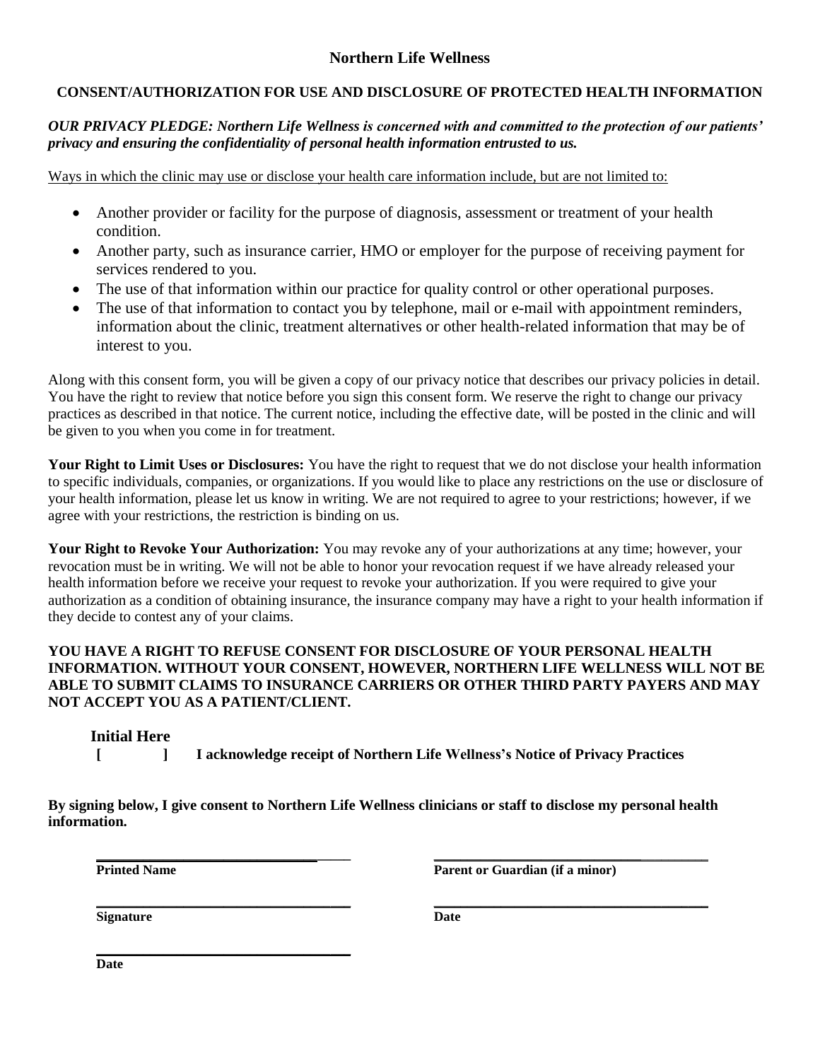# Northern Life Wellness

## CONSENT/AUTHORIZATION FOR USE AND DISCLOSURE OF PROTECTED HEALTH INFORMATION

***OUR PRIVACY PLEDGE: Northern Life Wellness is concerned with and committed to the protection of our patients' privacy and ensuring the confidentiality of personal health information entrusted to us.***

Ways in which the clinic may use or disclose your health care information include, but are not limited to:

- Another provider or facility for the purpose of diagnosis, assessment or treatment of your health condition.
- Another party, such as insurance carrier, HMO or employer for the purpose of receiving payment for services rendered to you.
- The use of that information within our practice for quality control or other operational purposes.
- The use of that information to contact you by telephone, mail or e-mail with appointment reminders, information about the clinic, treatment alternatives or other health-related information that may be of interest to you.

Along with this consent form, you will be given a copy of our privacy notice that describes our privacy policies in detail. You have the right to review that notice before you sign this consent form. We reserve the right to change our privacy practices as described in that notice. The current notice, including the effective date, will be posted in the clinic and will be given to you when you come in for treatment.

**Your Right to Limit Uses or Disclosures:** You have the right to request that we do not disclose your health information to specific individuals, companies, or organizations. If you would like to place any restrictions on the use or disclosure of your health information, please let us know in writing. We are not required to agree to your restrictions; however, if we agree with your restrictions, the restriction is binding on us.

**Your Right to Revoke Your Authorization:** You may revoke any of your authorizations at any time; however, your revocation must be in writing. We will not be able to honor your revocation request if we have already released your health information before we receive your request to revoke your authorization. If you were required to give your authorization as a condition of obtaining insurance, the insurance company may have a right to your health information if they decide to contest any of your claims.

**YOU HAVE A RIGHT TO REFUSE CONSENT FOR DISCLOSURE OF YOUR PERSONAL HEALTH INFORMATION. WITHOUT YOUR CONSENT, HOWEVER, NORTHERN LIFE WELLNESS WILL NOT BE ABLE TO SUBMIT CLAIMS TO INSURANCE CARRIERS OR OTHER THIRD PARTY PAYERS AND MAY NOT ACCEPT YOU AS A PATIENT/CLIENT.**

**Initial Here**

**[ &nbsp;&nbsp;&nbsp;&nbsp;&nbsp; ] I acknowledge receipt of Northern Life Wellness's Notice of Privacy Practices**

**By signing below, I give consent to Northern Life Wellness clinicians or staff to disclose my personal health information.**

______________________________ &nbsp;&nbsp;&nbsp;&nbsp; ______________________________
**Printed Name** &nbsp;&nbsp;&nbsp;&nbsp; **Parent or Guardian (if a minor)**

______________________________ &nbsp;&nbsp;&nbsp;&nbsp; ______________________________
**Signature** &nbsp;&nbsp;&nbsp;&nbsp; **Date**

______________________________
**Date**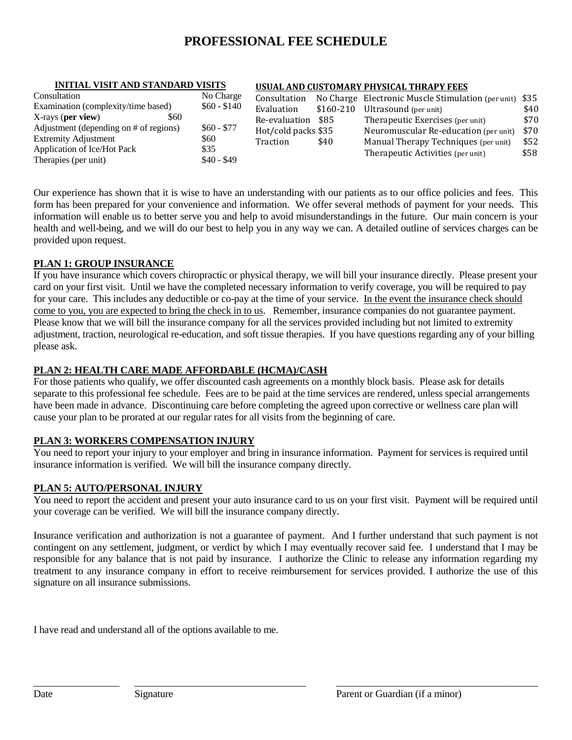# PROFESSIONAL FEE SCHEDULE

**INITIAL VISIT AND STANDARD VISITS**

| Service | Fee |
|---|---|
| Consultation | No Charge |
| Examination (complexity/time based) | $60 - $140 |
| X-rays (**per view**) | $60 |
| Adjustment (depending on # of regions) | $60 - $77 |
| Extremity Adjustment | $60 |
| Application of Ice/Hot Pack | $35 |
| Therapies (per unit) | $40 - $49 |

**USUAL AND CUSTOMARY PHYSICAL THRAPY FEES**

| Service | Fee | Service | Fee |
|---|---|---|---|
| Consultation | No Charge | Electronic Muscle Stimulation (per unit) | $35 |
| Evaluation | $160-210 | Ultrasound (per unit) | $40 |
| Re-evaluation | $85 | Therapeutic Exercises (per unit) | $70 |
| Hot/cold packs | $35 | Neuromuscular Re-education (per unit) | $70 |
| Traction | $40 | Manual Therapy Techniques (per unit) | $52 |
| | | Therapeutic Activities (per unit) | $58 |

Our experience has shown that it is wise to have an understanding with our patients as to our office policies and fees. This form has been prepared for your convenience and information. We offer several methods of payment for your needs. This information will enable us to better serve you and help to avoid misunderstandings in the future. Our main concern is your health and well-being, and we will do our best to help you in any way we can. A detailed outline of services charges can be provided upon request.

**PLAN 1: GROUP INSURANCE**

If you have insurance which covers chiropractic or physical therapy, we will bill your insurance directly. Please present your card on your first visit. Until we have the completed necessary information to verify coverage, you will be required to pay for your care. This includes any deductible or co-pay at the time of your service. In the event the insurance check should come to you, you are expected to bring the check in to us. Remember, insurance companies do not guarantee payment. Please know that we will bill the insurance company for all the services provided including but not limited to extremity adjustment, traction, neurological re-education, and soft tissue therapies. If you have questions regarding any of your billing please ask.

**PLAN 2: HEALTH CARE MADE AFFORDABLE (HCMA)/CASH**

For those patients who qualify, we offer discounted cash agreements on a monthly block basis. Please ask for details separate to this professional fee schedule. Fees are to be paid at the time services are rendered, unless special arrangements have been made in advance. Discontinuing care before completing the agreed upon corrective or wellness care plan will cause your plan to be prorated at our regular rates for all visits from the beginning of care.

**PLAN 3: WORKERS COMPENSATION INJURY**

You need to report your injury to your employer and bring in insurance information. Payment for services is required until insurance information is verified. We will bill the insurance company directly.

**PLAN 5: AUTO/PERSONAL INJURY**

You need to report the accident and present your auto insurance card to us on your first visit. Payment will be required until your coverage can be verified. We will bill the insurance company directly.

Insurance verification and authorization is not a guarantee of payment. And I further understand that such payment is not contingent on any settlement, judgment, or verdict by which I may eventually recover said fee. I understand that I may be responsible for any balance that is not paid by insurance. I authorize the Clinic to release any information regarding my treatment to any insurance company in effort to receive reimbursement for services provided. I authorize the use of this signature on all insurance submissions.

I have read and understand all of the options available to me.

_________________ ___________________________________ _________________________________________

Date Signature Parent or Guardian (if a minor)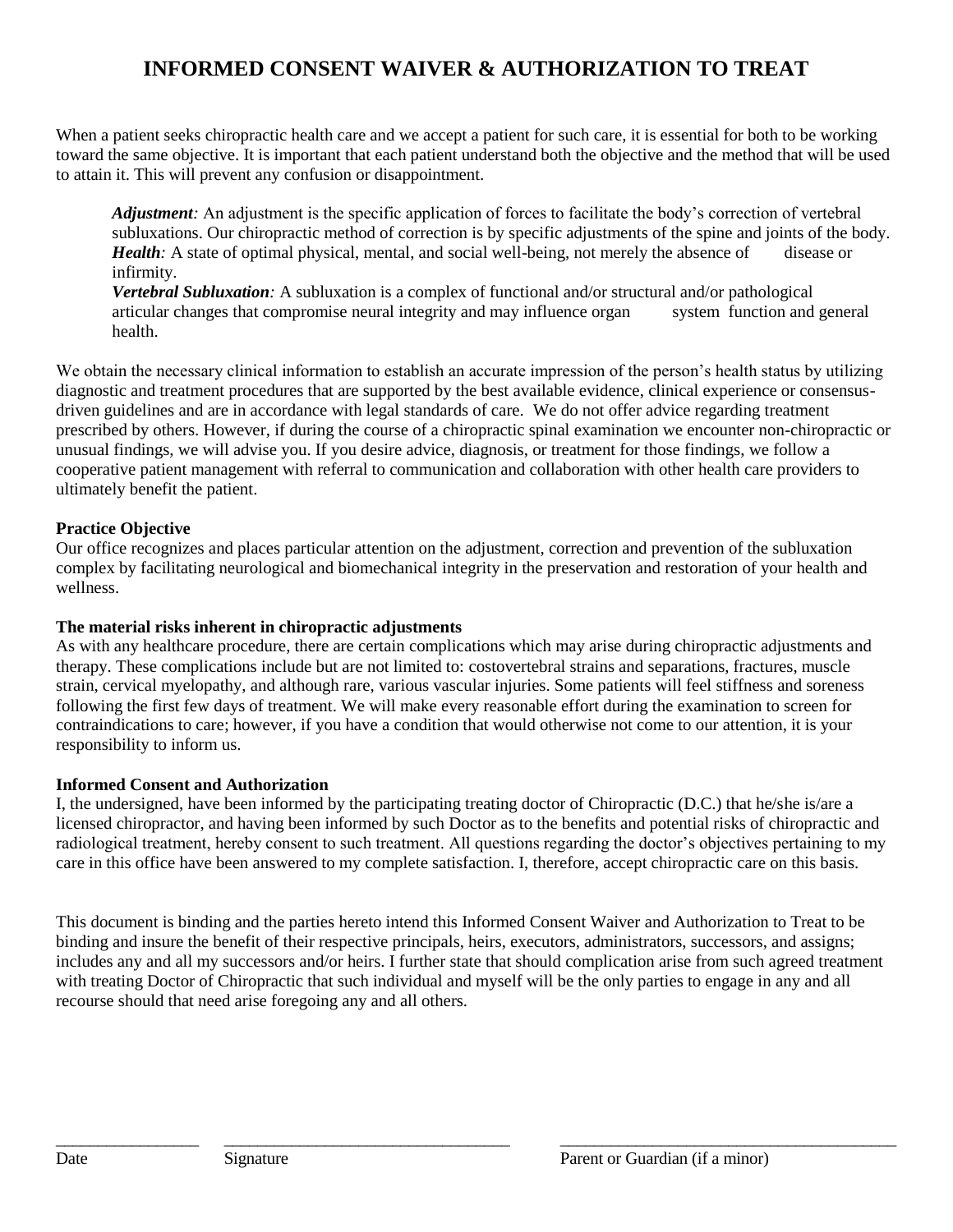# INFORMED CONSENT WAIVER & AUTHORIZATION TO TREAT

When a patient seeks chiropractic health care and we accept a patient for such care, it is essential for both to be working toward the same objective. It is important that each patient understand both the objective and the method that will be used to attain it. This will prevent any confusion or disappointment.

> ***Adjustment****:* An adjustment is the specific application of forces to facilitate the body's correction of vertebral subluxations. Our chiropractic method of correction is by specific adjustments of the spine and joints of the body.
> ***Health****:* A state of optimal physical, mental, and social well-being, not merely the absence of disease or infirmity.
> ***Vertebral Subluxation****:* A subluxation is a complex of functional and/or structural and/or pathological articular changes that compromise neural integrity and may influence organ system function and general health.

We obtain the necessary clinical information to establish an accurate impression of the person's health status by utilizing diagnostic and treatment procedures that are supported by the best available evidence, clinical experience or consensus-driven guidelines and are in accordance with legal standards of care. We do not offer advice regarding treatment prescribed by others. However, if during the course of a chiropractic spinal examination we encounter non-chiropractic or unusual findings, we will advise you. If you desire advice, diagnosis, or treatment for those findings, we follow a cooperative patient management with referral to communication and collaboration with other health care providers to ultimately benefit the patient.

**Practice Objective**

Our office recognizes and places particular attention on the adjustment, correction and prevention of the subluxation complex by facilitating neurological and biomechanical integrity in the preservation and restoration of your health and wellness.

**The material risks inherent in chiropractic adjustments**

As with any healthcare procedure, there are certain complications which may arise during chiropractic adjustments and therapy. These complications include but are not limited to: costovertebral strains and separations, fractures, muscle strain, cervical myelopathy, and although rare, various vascular injuries. Some patients will feel stiffness and soreness following the first few days of treatment. We will make every reasonable effort during the examination to screen for contraindications to care; however, if you have a condition that would otherwise not come to our attention, it is your responsibility to inform us.

**Informed Consent and Authorization**

I, the undersigned, have been informed by the participating treating doctor of Chiropractic (D.C.) that he/she is/are a licensed chiropractor, and having been informed by such Doctor as to the benefits and potential risks of chiropractic and radiological treatment, hereby consent to such treatment. All questions regarding the doctor's objectives pertaining to my care in this office have been answered to my complete satisfaction. I, therefore, accept chiropractic care on this basis.

This document is binding and the parties hereto intend this Informed Consent Waiver and Authorization to Treat to be binding and insure the benefit of their respective principals, heirs, executors, administrators, successors, and assigns; includes any and all my successors and/or heirs. I further state that should complication arise from such agreed treatment with treating Doctor of Chiropractic that such individual and myself will be the only parties to engage in any and all recourse should that need arise foregoing any and all others.

\_\_\_\_\_\_\_\_\_\_\_\_\_\_\_\_ \_\_\_\_\_\_\_\_\_\_\_\_\_\_\_\_\_\_\_\_\_\_\_\_\_\_\_\_\_\_\_\_ \_\_\_\_\_\_\_\_\_\_\_\_\_\_\_\_\_\_\_\_\_\_\_\_\_\_\_\_\_\_\_\_\_\_\_\_\_\_
Date Signature Parent or Guardian (if a minor)